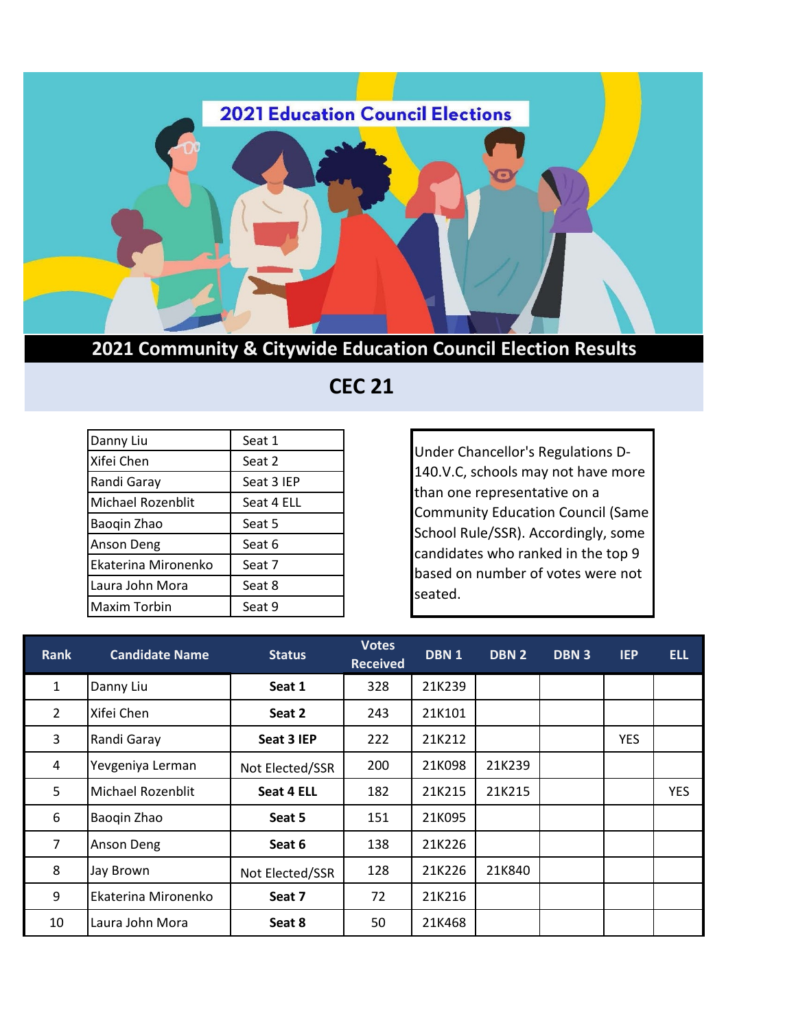# 2021 Education Council Elections

## 2021 Community & Citywide Education Council Election Results

## CEC 21

| | |
|---|---|
| Danny Liu | Seat 1 |
| Xifei Chen | Seat 2 |
| Randi Garay | Seat 3 IEP |
| Michael Rozenblit | Seat 4 ELL |
| Baoqin Zhao | Seat 5 |
| Anson Deng | Seat 6 |
| Ekaterina Mironenko | Seat 7 |
| Laura John Mora | Seat 8 |
| Maxim Torbin | Seat 9 |

Under Chancellor's Regulations D-140.V.C, schools may not have more than one representative on a Community Education Council (Same School Rule/SSR). Accordingly, some candidates who ranked in the top 9 based on number of votes were not seated.

| Rank | Candidate Name | Status | Votes Received | DBN 1 | DBN 2 | DBN 3 | IEP | ELL |
|---|---|---|---|---|---|---|---|---|
| 1 | Danny Liu | **Seat 1** | 328 | 21K239 | | | | |
| 2 | Xifei Chen | **Seat 2** | 243 | 21K101 | | | | |
| 3 | Randi Garay | **Seat 3 IEP** | 222 | 21K212 | | | YES | |
| 4 | Yevgeniya Lerman | Not Elected/SSR | 200 | 21K098 | 21K239 | | | |
| 5 | Michael Rozenblit | **Seat 4 ELL** | 182 | 21K215 | 21K215 | | | YES |
| 6 | Baoqin Zhao | **Seat 5** | 151 | 21K095 | | | | |
| 7 | Anson Deng | **Seat 6** | 138 | 21K226 | | | | |
| 8 | Jay Brown | Not Elected/SSR | 128 | 21K226 | 21K840 | | | |
| 9 | Ekaterina Mironenko | **Seat 7** | 72 | 21K216 | | | | |
| 10 | Laura John Mora | **Seat 8** | 50 | 21K468 | | | | |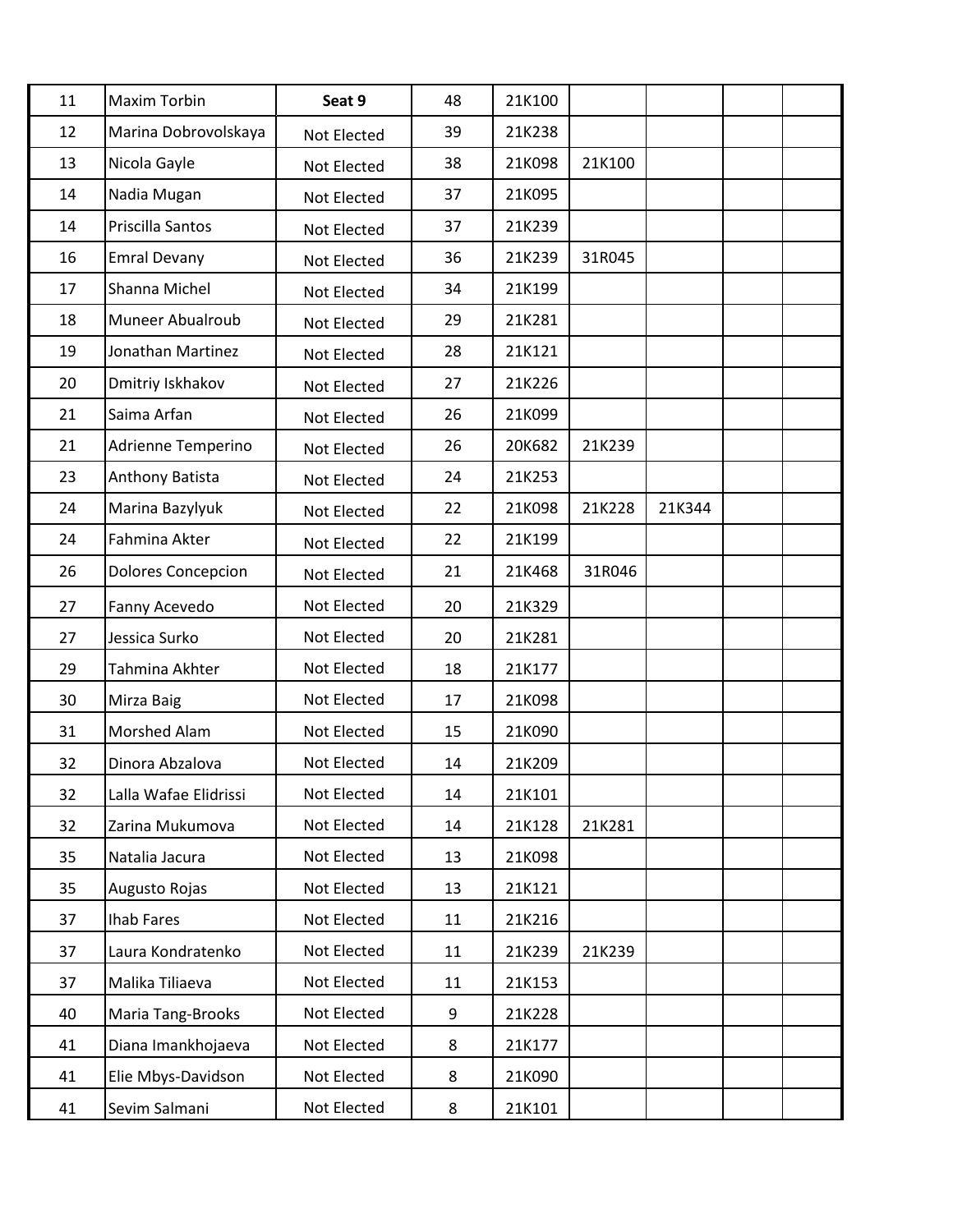| | | | | | | | | |
|---|---|---|---|---|---|---|---|---|
| 11 | Maxim Torbin | **Seat 9** | 48 | 21K100 | | | | |
| 12 | Marina Dobrovolskaya | Not Elected | 39 | 21K238 | | | | |
| 13 | Nicola Gayle | Not Elected | 38 | 21K098 | 21K100 | | | |
| 14 | Nadia Mugan | Not Elected | 37 | 21K095 | | | | |
| 14 | Priscilla Santos | Not Elected | 37 | 21K239 | | | | |
| 16 | Emral Devany | Not Elected | 36 | 21K239 | 31R045 | | | |
| 17 | Shanna Michel | Not Elected | 34 | 21K199 | | | | |
| 18 | Muneer Abualroub | Not Elected | 29 | 21K281 | | | | |
| 19 | Jonathan Martinez | Not Elected | 28 | 21K121 | | | | |
| 20 | Dmitriy Iskhakov | Not Elected | 27 | 21K226 | | | | |
| 21 | Saima Arfan | Not Elected | 26 | 21K099 | | | | |
| 21 | Adrienne Temperino | Not Elected | 26 | 20K682 | 21K239 | | | |
| 23 | Anthony Batista | Not Elected | 24 | 21K253 | | | | |
| 24 | Marina Bazylyuk | Not Elected | 22 | 21K098 | 21K228 | 21K344 | | |
| 24 | Fahmina Akter | Not Elected | 22 | 21K199 | | | | |
| 26 | Dolores Concepcion | Not Elected | 21 | 21K468 | 31R046 | | | |
| 27 | Fanny Acevedo | Not Elected | 20 | 21K329 | | | | |
| 27 | Jessica Surko | Not Elected | 20 | 21K281 | | | | |
| 29 | Tahmina Akhter | Not Elected | 18 | 21K177 | | | | |
| 30 | Mirza Baig | Not Elected | 17 | 21K098 | | | | |
| 31 | Morshed Alam | Not Elected | 15 | 21K090 | | | | |
| 32 | Dinora Abzalova | Not Elected | 14 | 21K209 | | | | |
| 32 | Lalla Wafae Elidrissi | Not Elected | 14 | 21K101 | | | | |
| 32 | Zarina Mukumova | Not Elected | 14 | 21K128 | 21K281 | | | |
| 35 | Natalia Jacura | Not Elected | 13 | 21K098 | | | | |
| 35 | Augusto Rojas | Not Elected | 13 | 21K121 | | | | |
| 37 | Ihab Fares | Not Elected | 11 | 21K216 | | | | |
| 37 | Laura Kondratenko | Not Elected | 11 | 21K239 | 21K239 | | | |
| 37 | Malika Tiliaeva | Not Elected | 11 | 21K153 | | | | |
| 40 | Maria Tang-Brooks | Not Elected | 9 | 21K228 | | | | |
| 41 | Diana Imankhojaeva | Not Elected | 8 | 21K177 | | | | |
| 41 | Elie Mbys-Davidson | Not Elected | 8 | 21K090 | | | | |
| 41 | Sevim Salmani | Not Elected | 8 | 21K101 | | | | |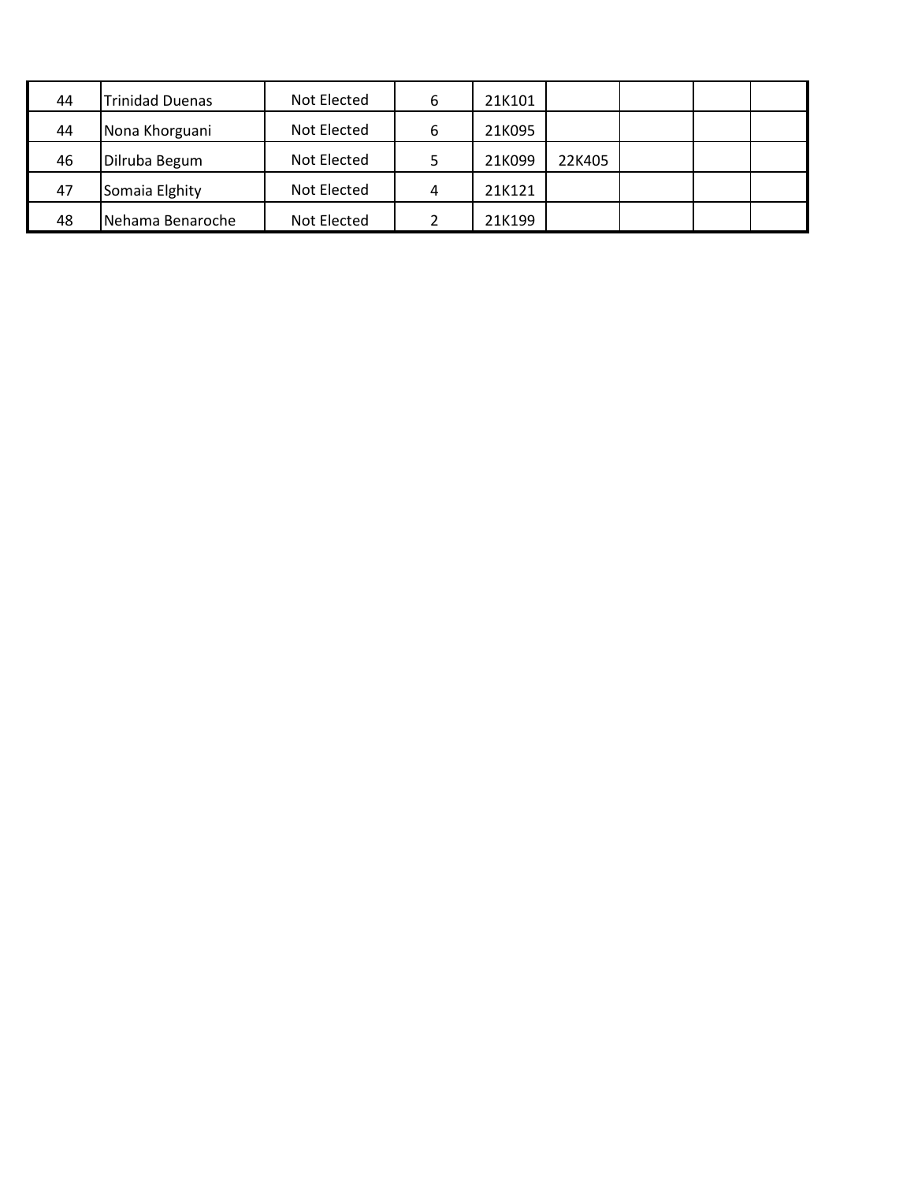| | | | | | | | | |
|---|---|---|---|---|---|---|---|---|
| 44 | Trinidad Duenas | Not Elected | 6 | 21K101 | | | | |
| 44 | Nona Khorguani | Not Elected | 6 | 21K095 | | | | |
| 46 | Dilruba Begum | Not Elected | 5 | 21K099 | 22K405 | | | |
| 47 | Somaia Elghity | Not Elected | 4 | 21K121 | | | | |
| 48 | Nehama Benaroche | Not Elected | 2 | 21K199 | | | | |